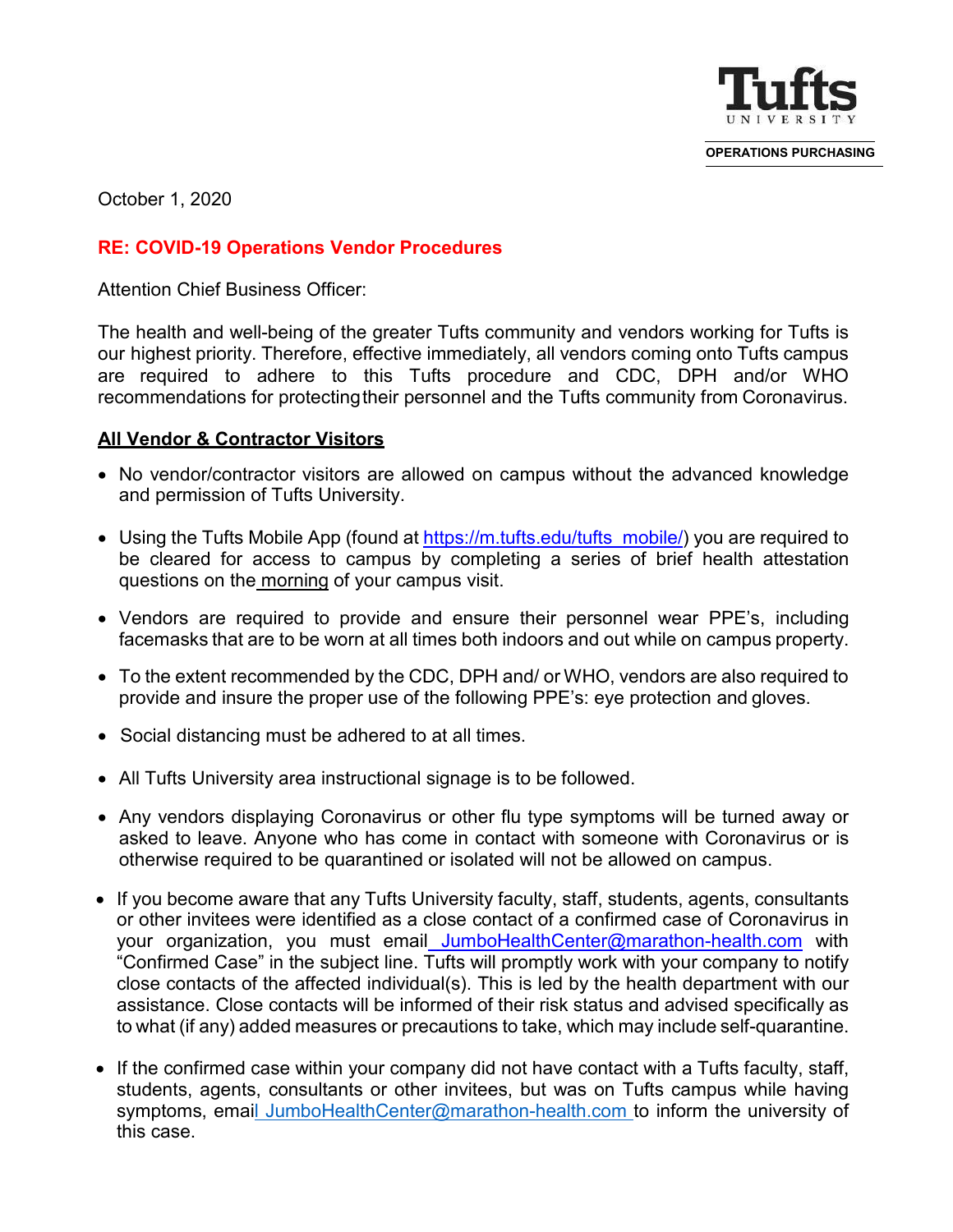Tufts UNIVERSITY

OPERATIONS PURCHASING

October 1, 2020

**RE: COVID-19 Operations Vendor Procedures**

Attention Chief Business Officer:

The health and well-being of the greater Tufts community and vendors working for Tufts is our highest priority. Therefore, effective immediately, all vendors coming onto Tufts campus are required to adhere to this Tufts procedure and CDC, DPH and/or WHO recommendations for protecting their personnel and the Tufts community from Coronavirus.

## All Vendor & Contractor Visitors

- No vendor/contractor visitors are allowed on campus without the advanced knowledge and permission of Tufts University.
- Using the Tufts Mobile App (found at https://m.tufts.edu/tufts_mobile/) you are required to be cleared for access to campus by completing a series of brief health attestation questions on the morning of your campus visit.
- Vendors are required to provide and ensure their personnel wear PPE's, including facemasks that are to be worn at all times both indoors and out while on campus property.
- To the extent recommended by the CDC, DPH and/ or WHO, vendors are also required to provide and insure the proper use of the following PPE's: eye protection and gloves.
- Social distancing must be adhered to at all times.
- All Tufts University area instructional signage is to be followed.
- Any vendors displaying Coronavirus or other flu type symptoms will be turned away or asked to leave. Anyone who has come in contact with someone with Coronavirus or is otherwise required to be quarantined or isolated will not be allowed on campus.
- If you become aware that any Tufts University faculty, staff, students, agents, consultants or other invitees were identified as a close contact of a confirmed case of Coronavirus in your organization, you must email JumboHealthCenter@marathon-health.com with "Confirmed Case" in the subject line. Tufts will promptly work with your company to notify close contacts of the affected individual(s). This is led by the health department with our assistance. Close contacts will be informed of their risk status and advised specifically as to what (if any) added measures or precautions to take, which may include self-quarantine.
- If the confirmed case within your company did not have contact with a Tufts faculty, staff, students, agents, consultants or other invitees, but was on Tufts campus while having symptoms, email JumboHealthCenter@marathon-health.com to inform the university of this case.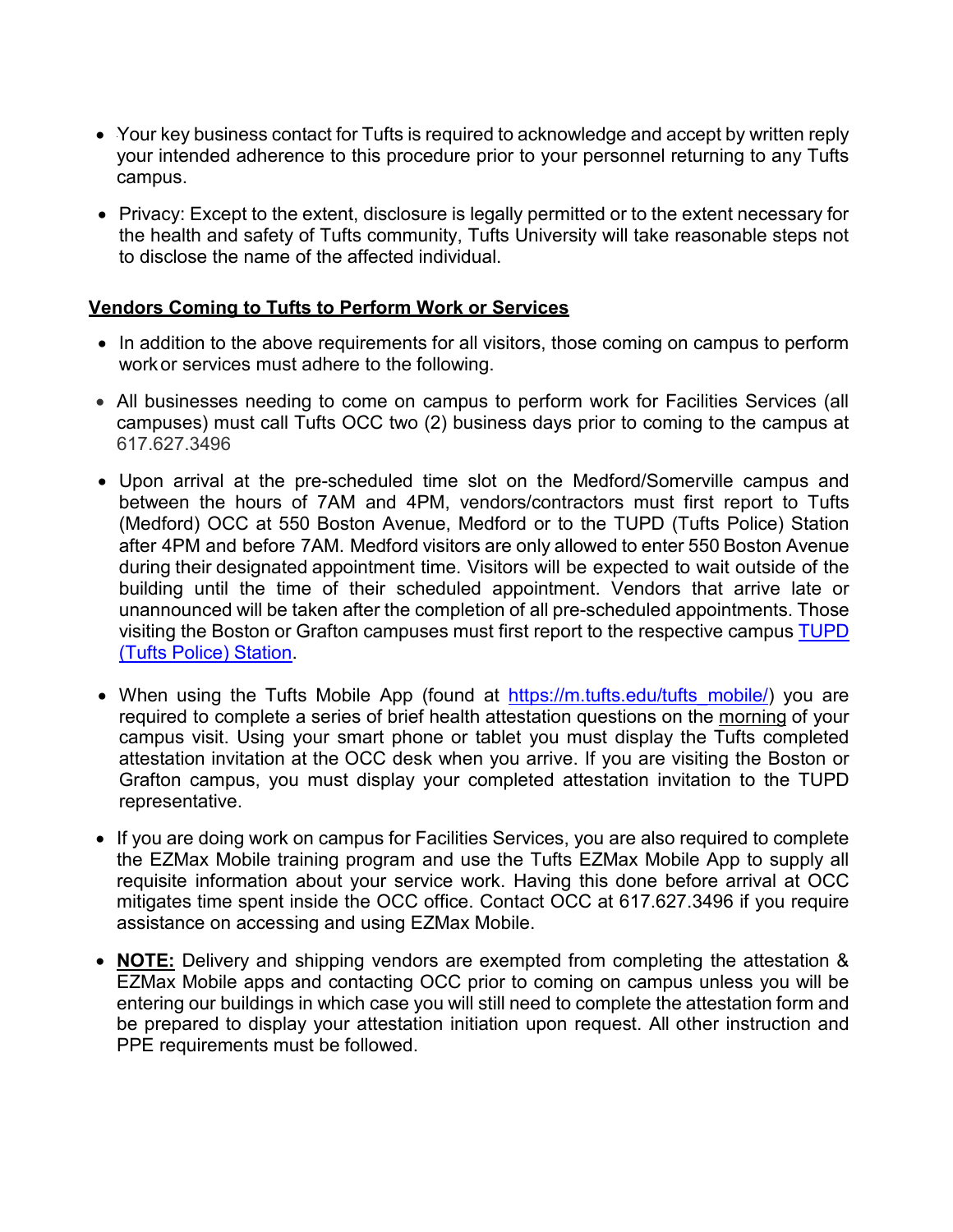- Your key business contact for Tufts is required to acknowledge and accept by written reply your intended adherence to this procedure prior to your personnel returning to any Tufts campus.

- Privacy: Except to the extent, disclosure is legally permitted or to the extent necessary for the health and safety of Tufts community, Tufts University will take reasonable steps not to disclose the name of the affected individual.

**Vendors Coming to Tufts to Perform Work or Services**

- In addition to the above requirements for all visitors, those coming on campus to perform work or services must adhere to the following.

- All businesses needing to come on campus to perform work for Facilities Services (all campuses) must call Tufts OCC two (2) business days prior to coming to the campus at 617.627.3496

- Upon arrival at the pre-scheduled time slot on the Medford/Somerville campus and between the hours of 7AM and 4PM, vendors/contractors must first report to Tufts (Medford) OCC at 550 Boston Avenue, Medford or to the TUPD (Tufts Police) Station after 4PM and before 7AM. Medford visitors are only allowed to enter 550 Boston Avenue during their designated appointment time. Visitors will be expected to wait outside of the building until the time of their scheduled appointment. Vendors that arrive late or unannounced will be taken after the completion of all pre-scheduled appointments. Those visiting the Boston or Grafton campuses must first report to the respective campus [TUPD (Tufts Police) Station]().

- When using the Tufts Mobile App (found at [https://m.tufts.edu/tufts_mobile/](https://m.tufts.edu/tufts_mobile/)) you are required to complete a series of brief health attestation questions on the morning of your campus visit. Using your smart phone or tablet you must display the Tufts completed attestation invitation at the OCC desk when you arrive. If you are visiting the Boston or Grafton campus, you must display your completed attestation invitation to the TUPD representative.

- If you are doing work on campus for Facilities Services, you are also required to complete the EZMax Mobile training program and use the Tufts EZMax Mobile App to supply all requisite information about your service work. Having this done before arrival at OCC mitigates time spent inside the OCC office. Contact OCC at 617.627.3496 if you require assistance on accessing and using EZMax Mobile.

- **NOTE:** Delivery and shipping vendors are exempted from completing the attestation & EZMax Mobile apps and contacting OCC prior to coming on campus unless you will be entering our buildings in which case you will still need to complete the attestation form and be prepared to display your attestation initiation upon request. All other instruction and PPE requirements must be followed.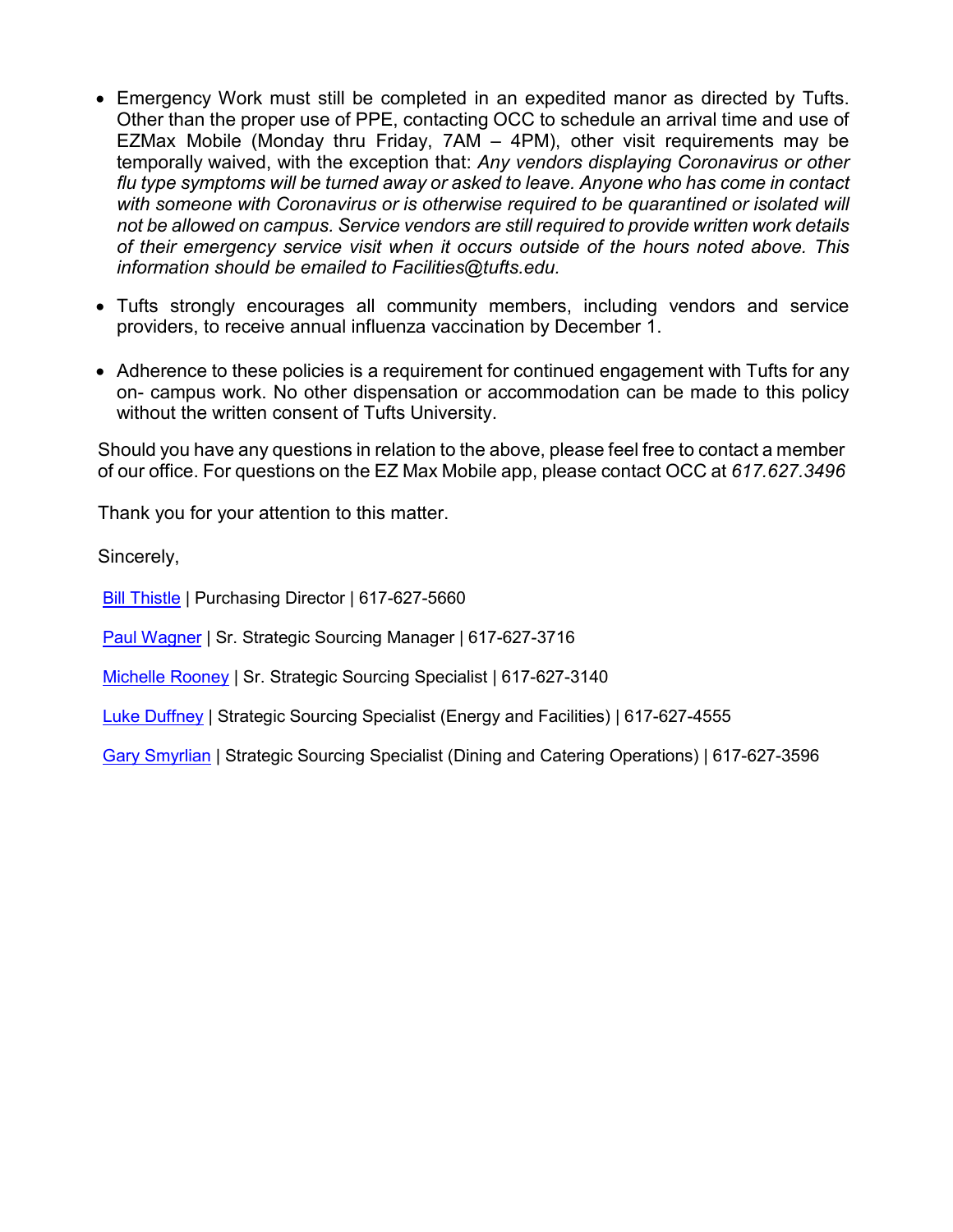- Emergency Work must still be completed in an expedited manor as directed by Tufts. Other than the proper use of PPE, contacting OCC to schedule an arrival time and use of EZMax Mobile (Monday thru Friday, 7AM – 4PM), other visit requirements may be temporally waived, with the exception that: *Any vendors displaying Coronavirus or other flu type symptoms will be turned away or asked to leave. Anyone who has come in contact with someone with Coronavirus or is otherwise required to be quarantined or isolated will not be allowed on campus. Service vendors are still required to provide written work details of their emergency service visit when it occurs outside of the hours noted above. This information should be emailed to Facilities@tufts.edu.*

- Tufts strongly encourages all community members, including vendors and service providers, to receive annual influenza vaccination by December 1.

- Adherence to these policies is a requirement for continued engagement with Tufts for any on- campus work. No other dispensation or accommodation can be made to this policy without the written consent of Tufts University.

Should you have any questions in relation to the above, please feel free to contact a member of our office. For questions on the EZ Max Mobile app, please contact OCC at *617.627.3496*

Thank you for your attention to this matter.

Sincerely,

Bill Thistle | Purchasing Director | 617-627-5660

Paul Wagner | Sr. Strategic Sourcing Manager | 617-627-3716

Michelle Rooney | Sr. Strategic Sourcing Specialist | 617-627-3140

Luke Duffney | Strategic Sourcing Specialist (Energy and Facilities) | 617-627-4555

Gary Smyrlian | Strategic Sourcing Specialist (Dining and Catering Operations) | 617-627-3596